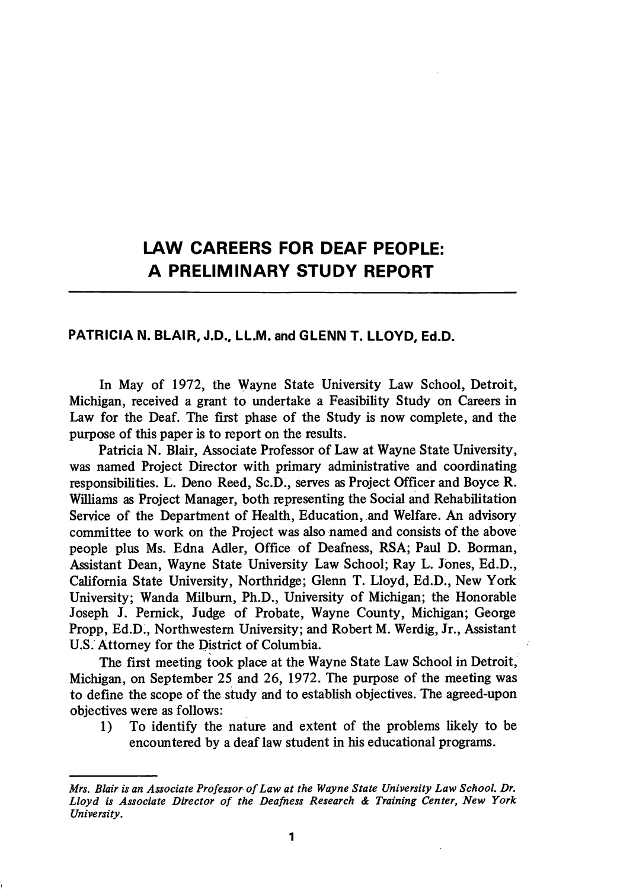# LAW CAREERS FOR DEAF PEOPLE: A PRELIMINARY STUDY REPORT

**PATRICIA N. BLAIR, J.D., LL.M. and GLENN T. LLOYD, Ed.D.**

In May of 1972, the Wayne State University Law School, Detroit, Michigan, received a grant to undertake a Feasibility Study on Careers in Law for the Deaf. The first phase of the Study is now complete, and the purpose of this paper is to report on the results.

Patricia N. Blair, Associate Professor of Law at Wayne State University, was named Project Director with primary administrative and coordinating responsibilities. L. Deno Reed, Sc.D., serves as Project Officer and Boyce R. Williams as Project Manager, both representing the Social and Rehabilitation Service of the Department of Health, Education, and Welfare. An advisory committee to work on the Project was also named and consists of the above people plus Ms. Edna Adler, Office of Deafness, RSA; Paul D. Borman, Assistant Dean, Wayne State University Law School; Ray L. Jones, Ed.D., California State University, Northridge; Glenn T. Lloyd, Ed.D., New York University; Wanda Milburn, Ph.D., University of Michigan; the Honorable Joseph J. Pernick, Judge of Probate, Wayne County, Michigan; George Propp, Ed.D., Northwestern University; and Robert M. Werdig, Jr., Assistant U.S. Attorney for the District of Columbia.

The first meeting took place at the Wayne State Law School in Detroit, Michigan, on September 25 and 26, 1972. The purpose of the meeting was to define the scope of the study and to establish objectives. The agreed-upon objectives were as follows:

1) To identify the nature and extent of the problems likely to be encountered by a deaf law student in his educational programs.

---

*Mrs. Blair is an Associate Professor of Law at the Wayne State University Law School. Dr. Lloyd is Associate Director of the Deafness Research & Training Center, New York University.*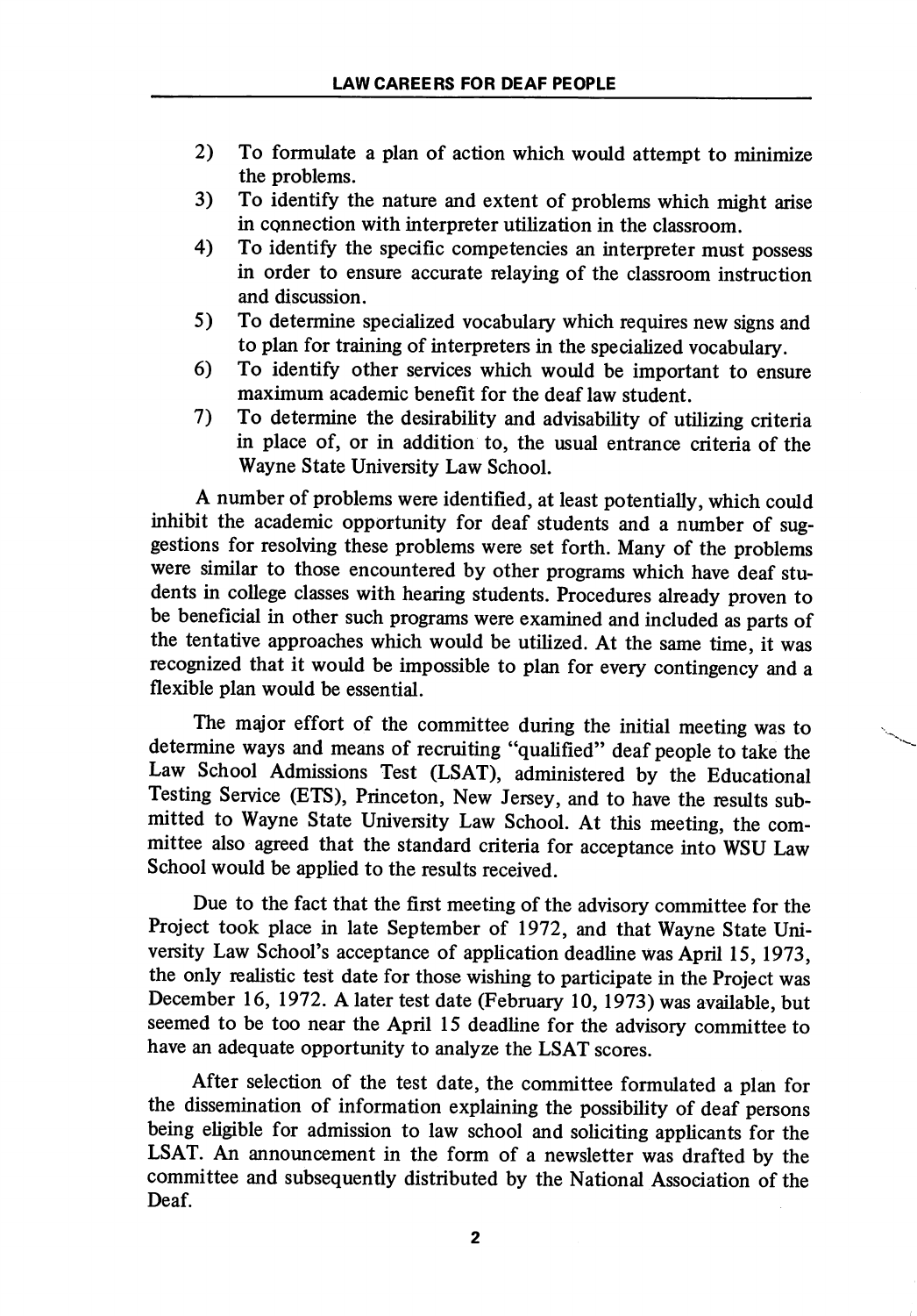2) To formulate a plan of action which would attempt to minimize the problems.
3) To identify the nature and extent of problems which might arise in connection with interpreter utilization in the classroom.
4) To identify the specific competencies an interpreter must possess in order to ensure accurate relaying of the classroom instruction and discussion.
5) To determine specialized vocabulary which requires new signs and to plan for training of interpreters in the specialized vocabulary.
6) To identify other services which would be important to ensure maximum academic benefit for the deaf law student.
7) To determine the desirability and advisability of utilizing criteria in place of, or in addition to, the usual entrance criteria of the Wayne State University Law School.

A number of problems were identified, at least potentially, which could inhibit the academic opportunity for deaf students and a number of suggestions for resolving these problems were set forth. Many of the problems were similar to those encountered by other programs which have deaf students in college classes with hearing students. Procedures already proven to be beneficial in other such programs were examined and included as parts of the tentative approaches which would be utilized. At the same time, it was recognized that it would be impossible to plan for every contingency and a flexible plan would be essential.

The major effort of the committee during the initial meeting was to determine ways and means of recruiting "qualified" deaf people to take the Law School Admissions Test (LSAT), administered by the Educational Testing Service (ETS), Princeton, New Jersey, and to have the results submitted to Wayne State University Law School. At this meeting, the committee also agreed that the standard criteria for acceptance into WSU Law School would be applied to the results received.

Due to the fact that the first meeting of the advisory committee for the Project took place in late September of 1972, and that Wayne State University Law School's acceptance of application deadline was April 15, 1973, the only realistic test date for those wishing to participate in the Project was December 16, 1972. A later test date (February 10, 1973) was available, but seemed to be too near the April 15 deadline for the advisory committee to have an adequate opportunity to analyze the LSAT scores.

After selection of the test date, the committee formulated a plan for the dissemination of information explaining the possibility of deaf persons being eligible for admission to law school and soliciting applicants for the LSAT. An announcement in the form of a newsletter was drafted by the committee and subsequently distributed by the National Association of the Deaf.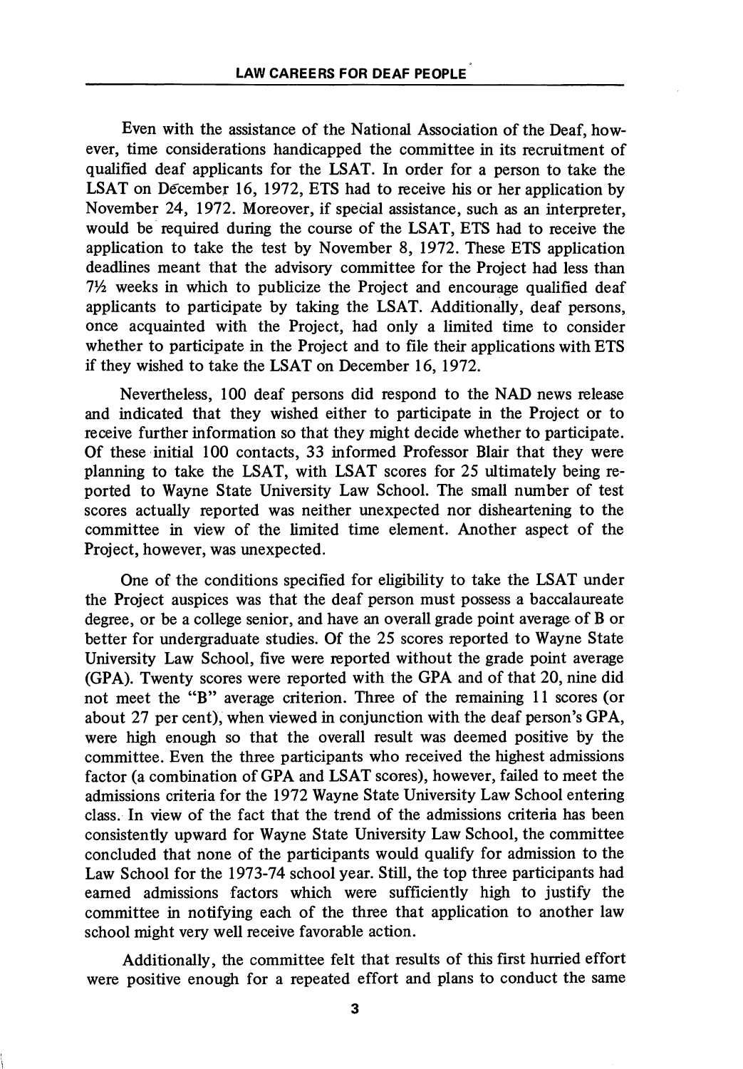Even with the assistance of the National Association of the Deaf, however, time considerations handicapped the committee in its recruitment of qualified deaf applicants for the LSAT. In order for a person to take the LSAT on December 16, 1972, ETS had to receive his or her application by November 24, 1972. Moreover, if special assistance, such as an interpreter, would be required during the course of the LSAT, ETS had to receive the application to take the test by November 8, 1972. These ETS application deadlines meant that the advisory committee for the Project had less than 7½ weeks in which to publicize the Project and encourage qualified deaf applicants to participate by taking the LSAT. Additionally, deaf persons, once acquainted with the Project, had only a limited time to consider whether to participate in the Project and to file their applications with ETS if they wished to take the LSAT on December 16, 1972.

Nevertheless, 100 deaf persons did respond to the NAD news release and indicated that they wished either to participate in the Project or to receive further information so that they might decide whether to participate. Of these initial 100 contacts, 33 informed Professor Blair that they were planning to take the LSAT, with LSAT scores for 25 ultimately being reported to Wayne State University Law School. The small number of test scores actually reported was neither unexpected nor disheartening to the committee in view of the limited time element. Another aspect of the Project, however, was unexpected.

One of the conditions specified for eligibility to take the LSAT under the Project auspices was that the deaf person must possess a baccalaureate degree, or be a college senior, and have an overall grade point average of B or better for undergraduate studies. Of the 25 scores reported to Wayne State University Law School, five were reported without the grade point average (GPA). Twenty scores were reported with the GPA and of that 20, nine did not meet the "B" average criterion. Three of the remaining 11 scores (or about 27 per cent), when viewed in conjunction with the deaf person's GPA, were high enough so that the overall result was deemed positive by the committee. Even the three participants who received the highest admissions factor (a combination of GPA and LSAT scores), however, failed to meet the admissions criteria for the 1972 Wayne State University Law School entering class. In view of the fact that the trend of the admissions criteria has been consistently upward for Wayne State University Law School, the committee concluded that none of the participants would qualify for admission to the Law School for the 1973-74 school year. Still, the top three participants had earned admissions factors which were sufficiently high to justify the committee in notifying each of the three that application to another law school might very well receive favorable action.

Additionally, the committee felt that results of this first hurried effort were positive enough for a repeated effort and plans to conduct the same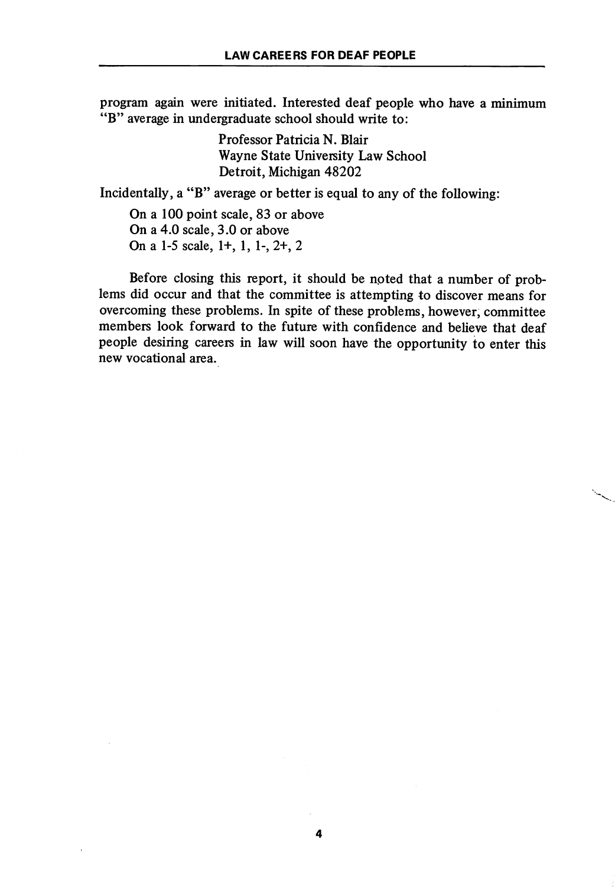program again were initiated. Interested deaf people who have a minimum "B" average in undergraduate school should write to:

> Professor Patricia N. Blair
> Wayne State University Law School
> Detroit, Michigan 48202

Incidentally, a "B" average or better is equal to any of the following:

> On a 100 point scale, 83 or above
> On a 4.0 scale, 3.0 or above
> On a 1-5 scale, 1+, 1, 1-, 2+, 2

Before closing this report, it should be noted that a number of problems did occur and that the committee is attempting to discover means for overcoming these problems. In spite of these problems, however, committee members look forward to the future with confidence and believe that deaf people desiring careers in law will soon have the opportunity to enter this new vocational area.